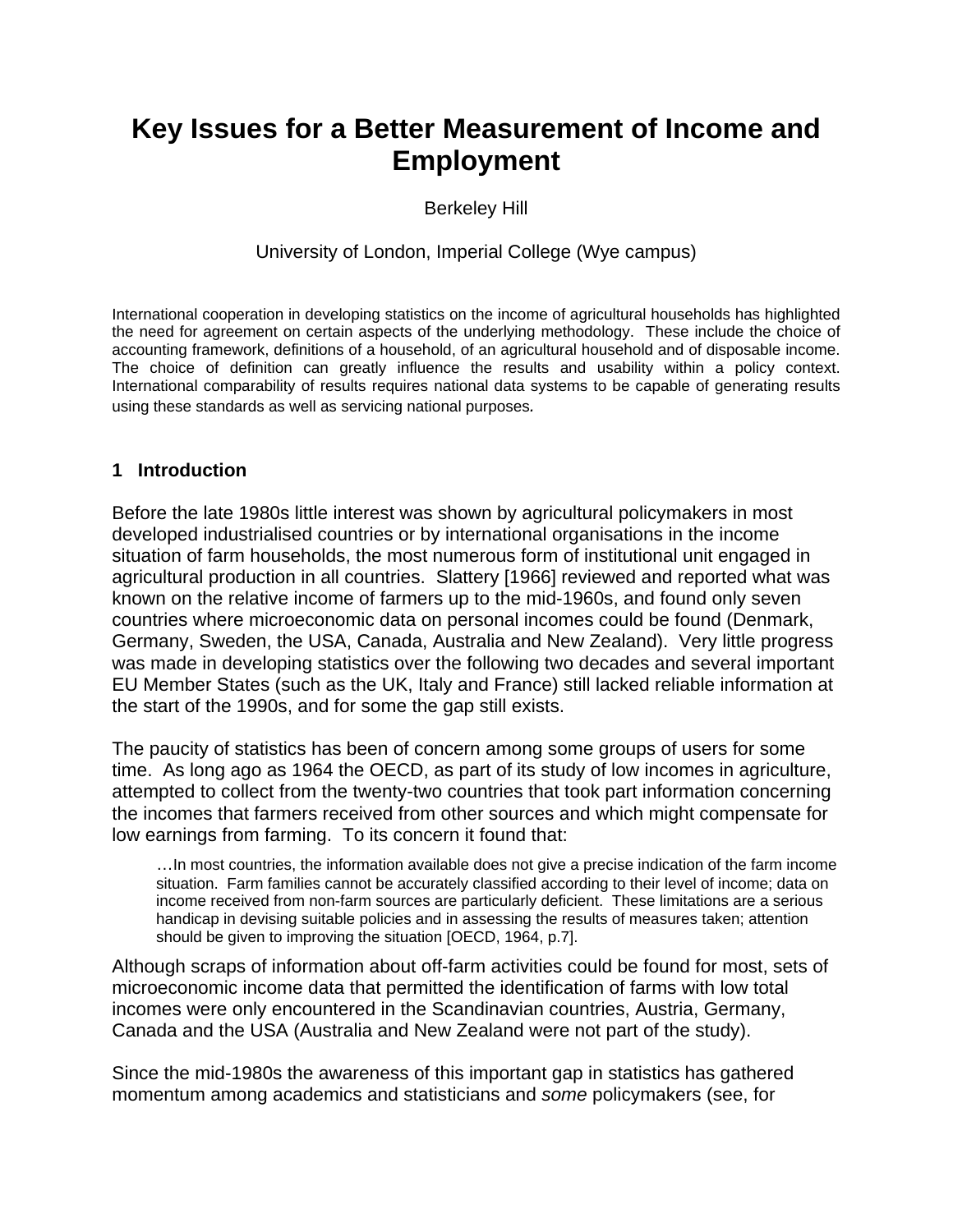# Key Issues for a Better Measurement of Income and Employment

Berkeley Hill

University of London, Imperial College (Wye campus)

International cooperation in developing statistics on the income of agricultural households has highlighted the need for agreement on certain aspects of the underlying methodology. These include the choice of accounting framework, definitions of a household, of an agricultural household and of disposable income. The choice of definition can greatly influence the results and usability within a policy context. International comparability of results requires national data systems to be capable of generating results using these standards as well as servicing national purposes.

## 1 Introduction

Before the late 1980s little interest was shown by agricultural policymakers in most developed industrialised countries or by international organisations in the income situation of farm households, the most numerous form of institutional unit engaged in agricultural production in all countries. Slattery [1966] reviewed and reported what was known on the relative income of farmers up to the mid-1960s, and found only seven countries where microeconomic data on personal incomes could be found (Denmark, Germany, Sweden, the USA, Canada, Australia and New Zealand). Very little progress was made in developing statistics over the following two decades and several important EU Member States (such as the UK, Italy and France) still lacked reliable information at the start of the 1990s, and for some the gap still exists.

The paucity of statistics has been of concern among some groups of users for some time. As long ago as 1964 the OECD, as part of its study of low incomes in agriculture, attempted to collect from the twenty-two countries that took part information concerning the incomes that farmers received from other sources and which might compensate for low earnings from farming. To its concern it found that:

> …In most countries, the information available does not give a precise indication of the farm income situation. Farm families cannot be accurately classified according to their level of income; data on income received from non-farm sources are particularly deficient. These limitations are a serious handicap in devising suitable policies and in assessing the results of measures taken; attention should be given to improving the situation [OECD, 1964, p.7].

Although scraps of information about off-farm activities could be found for most, sets of microeconomic income data that permitted the identification of farms with low total incomes were only encountered in the Scandinavian countries, Austria, Germany, Canada and the USA (Australia and New Zealand were not part of the study).

Since the mid-1980s the awareness of this important gap in statistics has gathered momentum among academics and statisticians and *some* policymakers (see, for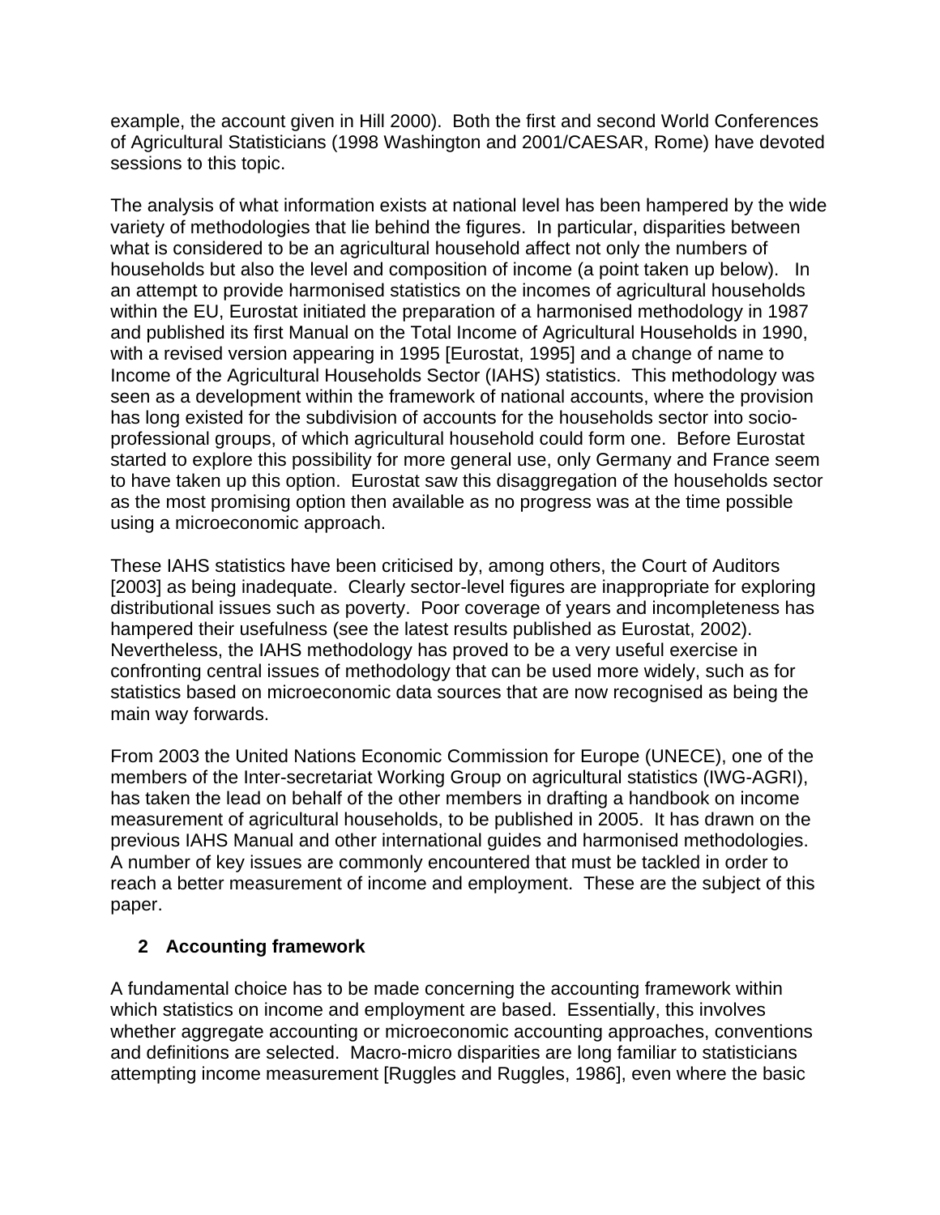example, the account given in Hill 2000). Both the first and second World Conferences of Agricultural Statisticians (1998 Washington and 2001/CAESAR, Rome) have devoted sessions to this topic.

The analysis of what information exists at national level has been hampered by the wide variety of methodologies that lie behind the figures. In particular, disparities between what is considered to be an agricultural household affect not only the numbers of households but also the level and composition of income (a point taken up below). In an attempt to provide harmonised statistics on the incomes of agricultural households within the EU, Eurostat initiated the preparation of a harmonised methodology in 1987 and published its first Manual on the Total Income of Agricultural Households in 1990, with a revised version appearing in 1995 [Eurostat, 1995] and a change of name to Income of the Agricultural Households Sector (IAHS) statistics. This methodology was seen as a development within the framework of national accounts, where the provision has long existed for the subdivision of accounts for the households sector into socio-professional groups, of which agricultural household could form one. Before Eurostat started to explore this possibility for more general use, only Germany and France seem to have taken up this option. Eurostat saw this disaggregation of the households sector as the most promising option then available as no progress was at the time possible using a microeconomic approach.

These IAHS statistics have been criticised by, among others, the Court of Auditors [2003] as being inadequate. Clearly sector-level figures are inappropriate for exploring distributional issues such as poverty. Poor coverage of years and incompleteness has hampered their usefulness (see the latest results published as Eurostat, 2002). Nevertheless, the IAHS methodology has proved to be a very useful exercise in confronting central issues of methodology that can be used more widely, such as for statistics based on microeconomic data sources that are now recognised as being the main way forwards.

From 2003 the United Nations Economic Commission for Europe (UNECE), one of the members of the Inter-secretariat Working Group on agricultural statistics (IWG-AGRI), has taken the lead on behalf of the other members in drafting a handbook on income measurement of agricultural households, to be published in 2005. It has drawn on the previous IAHS Manual and other international guides and harmonised methodologies. A number of key issues are commonly encountered that must be tackled in order to reach a better measurement of income and employment. These are the subject of this paper.

## 2 Accounting framework

A fundamental choice has to be made concerning the accounting framework within which statistics on income and employment are based. Essentially, this involves whether aggregate accounting or microeconomic accounting approaches, conventions and definitions are selected. Macro-micro disparities are long familiar to statisticians attempting income measurement [Ruggles and Ruggles, 1986], even where the basic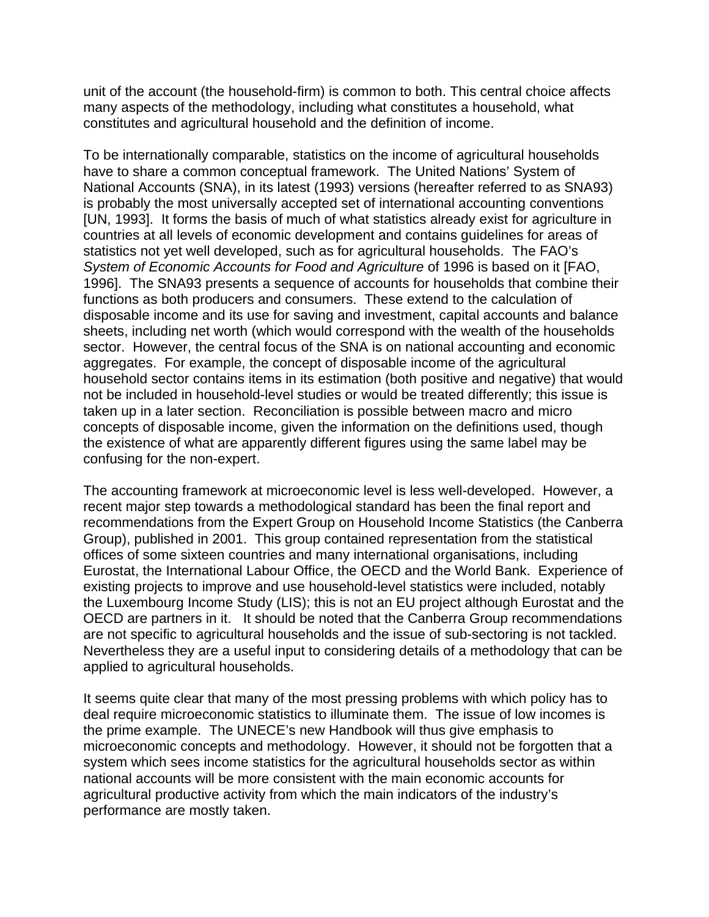unit of the account (the household-firm) is common to both. This central choice affects many aspects of the methodology, including what constitutes a household, what constitutes and agricultural household and the definition of income.

To be internationally comparable, statistics on the income of agricultural households have to share a common conceptual framework. The United Nations' System of National Accounts (SNA), in its latest (1993) versions (hereafter referred to as SNA93) is probably the most universally accepted set of international accounting conventions [UN, 1993]. It forms the basis of much of what statistics already exist for agriculture in countries at all levels of economic development and contains guidelines for areas of statistics not yet well developed, such as for agricultural households. The FAO's *System of Economic Accounts for Food and Agriculture* of 1996 is based on it [FAO, 1996]. The SNA93 presents a sequence of accounts for households that combine their functions as both producers and consumers. These extend to the calculation of disposable income and its use for saving and investment, capital accounts and balance sheets, including net worth (which would correspond with the wealth of the households sector. However, the central focus of the SNA is on national accounting and economic aggregates. For example, the concept of disposable income of the agricultural household sector contains items in its estimation (both positive and negative) that would not be included in household-level studies or would be treated differently; this issue is taken up in a later section. Reconciliation is possible between macro and micro concepts of disposable income, given the information on the definitions used, though the existence of what are apparently different figures using the same label may be confusing for the non-expert.

The accounting framework at microeconomic level is less well-developed. However, a recent major step towards a methodological standard has been the final report and recommendations from the Expert Group on Household Income Statistics (the Canberra Group), published in 2001. This group contained representation from the statistical offices of some sixteen countries and many international organisations, including Eurostat, the International Labour Office, the OECD and the World Bank. Experience of existing projects to improve and use household-level statistics were included, notably the Luxembourg Income Study (LIS); this is not an EU project although Eurostat and the OECD are partners in it. It should be noted that the Canberra Group recommendations are not specific to agricultural households and the issue of sub-sectoring is not tackled. Nevertheless they are a useful input to considering details of a methodology that can be applied to agricultural households.

It seems quite clear that many of the most pressing problems with which policy has to deal require microeconomic statistics to illuminate them. The issue of low incomes is the prime example. The UNECE's new Handbook will thus give emphasis to microeconomic concepts and methodology. However, it should not be forgotten that a system which sees income statistics for the agricultural households sector as within national accounts will be more consistent with the main economic accounts for agricultural productive activity from which the main indicators of the industry's performance are mostly taken.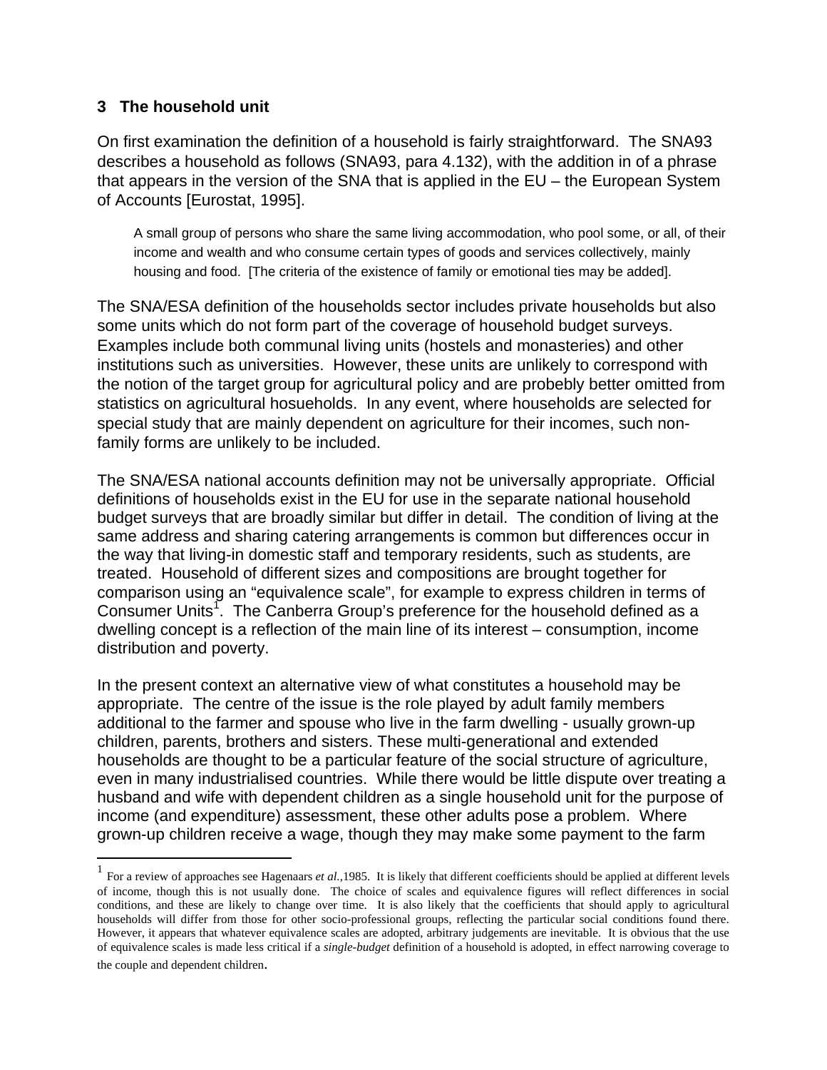## 3 The household unit

On first examination the definition of a household is fairly straightforward. The SNA93 describes a household as follows (SNA93, para 4.132), with the addition in of a phrase that appears in the version of the SNA that is applied in the EU – the European System of Accounts [Eurostat, 1995].

> A small group of persons who share the same living accommodation, who pool some, or all, of their income and wealth and who consume certain types of goods and services collectively, mainly housing and food. [The criteria of the existence of family or emotional ties may be added].

The SNA/ESA definition of the households sector includes private households but also some units which do not form part of the coverage of household budget surveys. Examples include both communal living units (hostels and monasteries) and other institutions such as universities. However, these units are unlikely to correspond with the notion of the target group for agricultural policy and are probebly better omitted from statistics on agricultural hosueholds. In any event, where households are selected for special study that are mainly dependent on agriculture for their incomes, such non-family forms are unlikely to be included.

The SNA/ESA national accounts definition may not be universally appropriate. Official definitions of households exist in the EU for use in the separate national household budget surveys that are broadly similar but differ in detail. The condition of living at the same address and sharing catering arrangements is common but differences occur in the way that living-in domestic staff and temporary residents, such as students, are treated. Household of different sizes and compositions are brought together for comparison using an "equivalence scale", for example to express children in terms of Consumer Units[1]. The Canberra Group's preference for the household defined as a dwelling concept is a reflection of the main line of its interest – consumption, income distribution and poverty.

In the present context an alternative view of what constitutes a household may be appropriate. The centre of the issue is the role played by adult family members additional to the farmer and spouse who live in the farm dwelling - usually grown-up children, parents, brothers and sisters. These multi-generational and extended households are thought to be a particular feature of the social structure of agriculture, even in many industrialised countries. While there would be little dispute over treating a husband and wife with dependent children as a single household unit for the purpose of income (and expenditure) assessment, these other adults pose a problem. Where grown-up children receive a wage, though they may make some payment to the farm

---

[1] For a review of approaches see Hagenaars *et al.*,1985. It is likely that different coefficients should be applied at different levels of income, though this is not usually done. The choice of scales and equivalence figures will reflect differences in social conditions, and these are likely to change over time. It is also likely that the coefficients that should apply to agricultural households will differ from those for other socio-professional groups, reflecting the particular social conditions found there. However, it appears that whatever equivalence scales are adopted, arbitrary judgements are inevitable. It is obvious that the use of equivalence scales is made less critical if a *single-budget* definition of a household is adopted, in effect narrowing coverage to the couple and dependent children.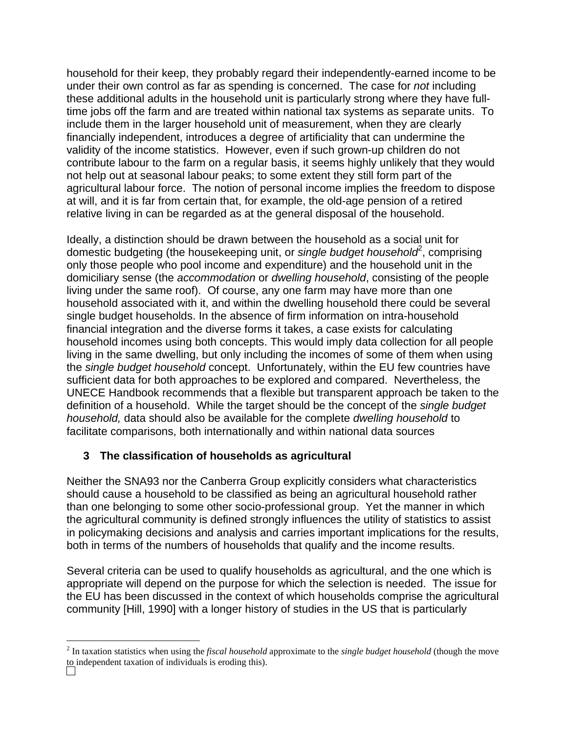household for their keep, they probably regard their independently-earned income to be under their own control as far as spending is concerned. The case for *not* including these additional adults in the household unit is particularly strong where they have full-time jobs off the farm and are treated within national tax systems as separate units. To include them in the larger household unit of measurement, when they are clearly financially independent, introduces a degree of artificiality that can undermine the validity of the income statistics. However, even if such grown-up children do not contribute labour to the farm on a regular basis, it seems highly unlikely that they would not help out at seasonal labour peaks; to some extent they still form part of the agricultural labour force. The notion of personal income implies the freedom to dispose at will, and it is far from certain that, for example, the old-age pension of a retired relative living in can be regarded as at the general disposal of the household.

Ideally, a distinction should be drawn between the household as a social unit for domestic budgeting (the housekeeping unit, or *single budget household*[2], comprising only those people who pool income and expenditure) and the household unit in the domiciliary sense (the *accommodation* or *dwelling household*, consisting of the people living under the same roof). Of course, any one farm may have more than one household associated with it, and within the dwelling household there could be several single budget households. In the absence of firm information on intra-household financial integration and the diverse forms it takes, a case exists for calculating household incomes using both concepts. This would imply data collection for all people living in the same dwelling, but only including the incomes of some of them when using the *single budget household* concept. Unfortunately, within the EU few countries have sufficient data for both approaches to be explored and compared. Nevertheless, the UNECE Handbook recommends that a flexible but transparent approach be taken to the definition of a household. While the target should be the concept of the *single budget household,* data should also be available for the complete *dwelling household* to facilitate comparisons, both internationally and within national data sources

## 3 The classification of households as agricultural

Neither the SNA93 nor the Canberra Group explicitly considers what characteristics should cause a household to be classified as being an agricultural household rather than one belonging to some other socio-professional group. Yet the manner in which the agricultural community is defined strongly influences the utility of statistics to assist in policymaking decisions and analysis and carries important implications for the results, both in terms of the numbers of households that qualify and the income results.

Several criteria can be used to qualify households as agricultural, and the one which is appropriate will depend on the purpose for which the selection is needed. The issue for the EU has been discussed in the context of which households comprise the agricultural community [Hill, 1990] with a longer history of studies in the US that is particularly

[2] In taxation statistics when using the *fiscal household* approximate to the *single budget household* (though the move to independent taxation of individuals is eroding this).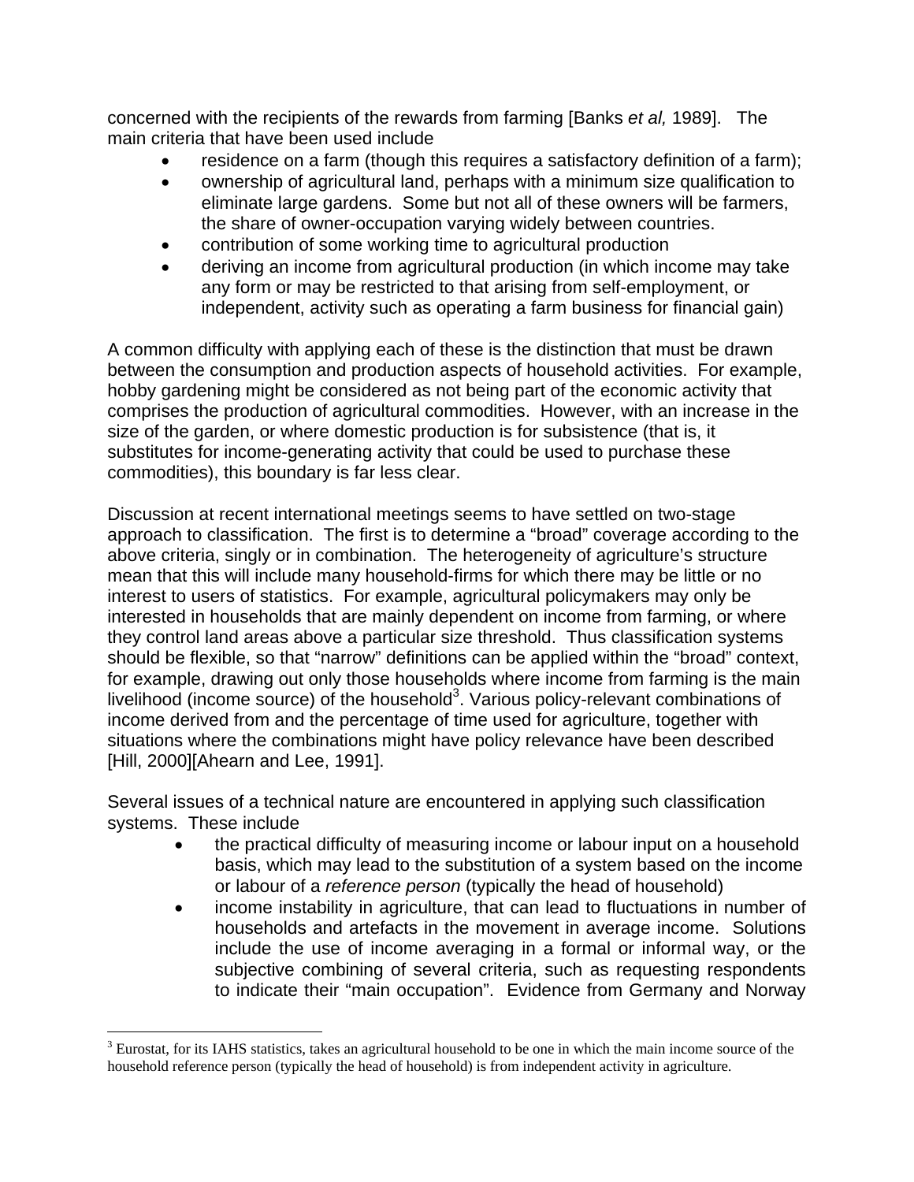concerned with the recipients of the rewards from farming [Banks *et al,* 1989]. The main criteria that have been used include

- residence on a farm (though this requires a satisfactory definition of a farm);
- ownership of agricultural land, perhaps with a minimum size qualification to eliminate large gardens. Some but not all of these owners will be farmers, the share of owner-occupation varying widely between countries.
- contribution of some working time to agricultural production
- deriving an income from agricultural production (in which income may take any form or may be restricted to that arising from self-employment, or independent, activity such as operating a farm business for financial gain)

A common difficulty with applying each of these is the distinction that must be drawn between the consumption and production aspects of household activities. For example, hobby gardening might be considered as not being part of the economic activity that comprises the production of agricultural commodities. However, with an increase in the size of the garden, or where domestic production is for subsistence (that is, it substitutes for income-generating activity that could be used to purchase these commodities), this boundary is far less clear.

Discussion at recent international meetings seems to have settled on two-stage approach to classification. The first is to determine a "broad" coverage according to the above criteria, singly or in combination. The heterogeneity of agriculture's structure mean that this will include many household-firms for which there may be little or no interest to users of statistics. For example, agricultural policymakers may only be interested in households that are mainly dependent on income from farming, or where they control land areas above a particular size threshold. Thus classification systems should be flexible, so that "narrow" definitions can be applied within the "broad" context, for example, drawing out only those households where income from farming is the main livelihood (income source) of the household[3]. Various policy-relevant combinations of income derived from and the percentage of time used for agriculture, together with situations where the combinations might have policy relevance have been described [Hill, 2000][Ahearn and Lee, 1991].

Several issues of a technical nature are encountered in applying such classification systems. These include

- the practical difficulty of measuring income or labour input on a household basis, which may lead to the substitution of a system based on the income or labour of a *reference person* (typically the head of household)
- income instability in agriculture, that can lead to fluctuations in number of households and artefacts in the movement in average income. Solutions include the use of income averaging in a formal or informal way, or the subjective combining of several criteria, such as requesting respondents to indicate their "main occupation". Evidence from Germany and Norway

[3] Eurostat, for its IAHS statistics, takes an agricultural household to be one in which the main income source of the household reference person (typically the head of household) is from independent activity in agriculture.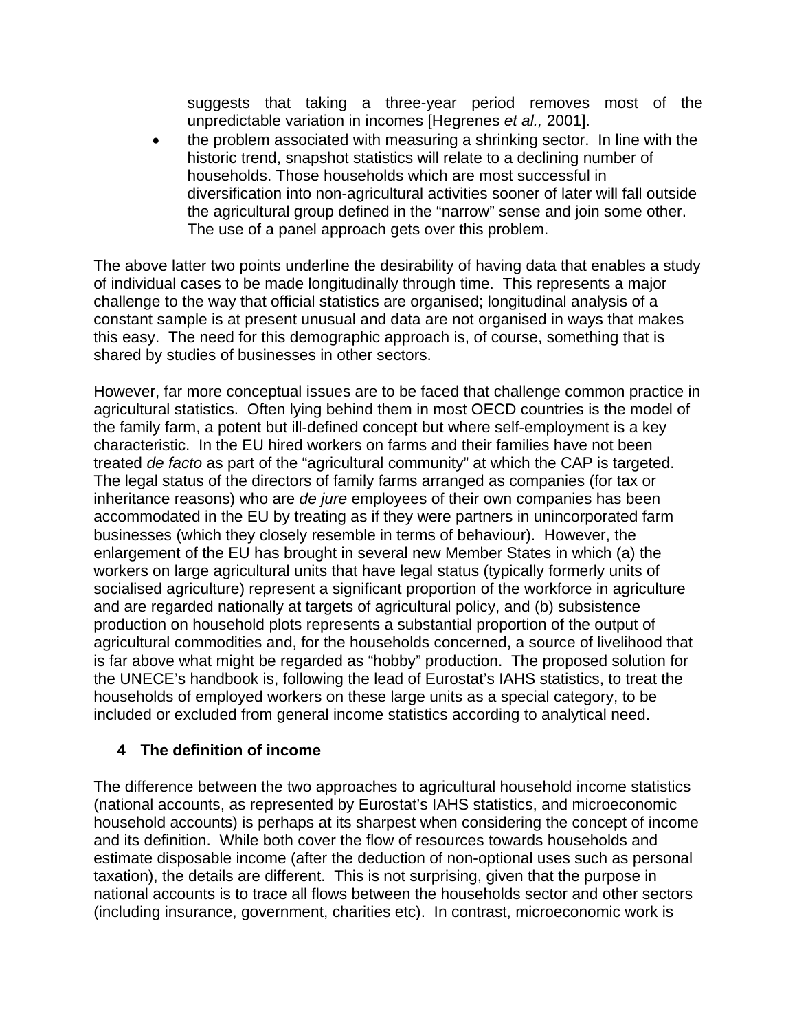suggests that taking a three-year period removes most of the unpredictable variation in incomes [Hegrenes *et al.,* 2001].

- the problem associated with measuring a shrinking sector. In line with the historic trend, snapshot statistics will relate to a declining number of households. Those households which are most successful in diversification into non-agricultural activities sooner of later will fall outside the agricultural group defined in the "narrow" sense and join some other. The use of a panel approach gets over this problem.

The above latter two points underline the desirability of having data that enables a study of individual cases to be made longitudinally through time. This represents a major challenge to the way that official statistics are organised; longitudinal analysis of a constant sample is at present unusual and data are not organised in ways that makes this easy. The need for this demographic approach is, of course, something that is shared by studies of businesses in other sectors.

However, far more conceptual issues are to be faced that challenge common practice in agricultural statistics. Often lying behind them in most OECD countries is the model of the family farm, a potent but ill-defined concept but where self-employment is a key characteristic. In the EU hired workers on farms and their families have not been treated *de facto* as part of the "agricultural community" at which the CAP is targeted. The legal status of the directors of family farms arranged as companies (for tax or inheritance reasons) who are *de jure* employees of their own companies has been accommodated in the EU by treating as if they were partners in unincorporated farm businesses (which they closely resemble in terms of behaviour). However, the enlargement of the EU has brought in several new Member States in which (a) the workers on large agricultural units that have legal status (typically formerly units of socialised agriculture) represent a significant proportion of the workforce in agriculture and are regarded nationally at targets of agricultural policy, and (b) subsistence production on household plots represents a substantial proportion of the output of agricultural commodities and, for the households concerned, a source of livelihood that is far above what might be regarded as "hobby" production. The proposed solution for the UNECE's handbook is, following the lead of Eurostat's IAHS statistics, to treat the households of employed workers on these large units as a special category, to be included or excluded from general income statistics according to analytical need.

## 4 The definition of income

The difference between the two approaches to agricultural household income statistics (national accounts, as represented by Eurostat's IAHS statistics, and microeconomic household accounts) is perhaps at its sharpest when considering the concept of income and its definition. While both cover the flow of resources towards households and estimate disposable income (after the deduction of non-optional uses such as personal taxation), the details are different. This is not surprising, given that the purpose in national accounts is to trace all flows between the households sector and other sectors (including insurance, government, charities etc). In contrast, microeconomic work is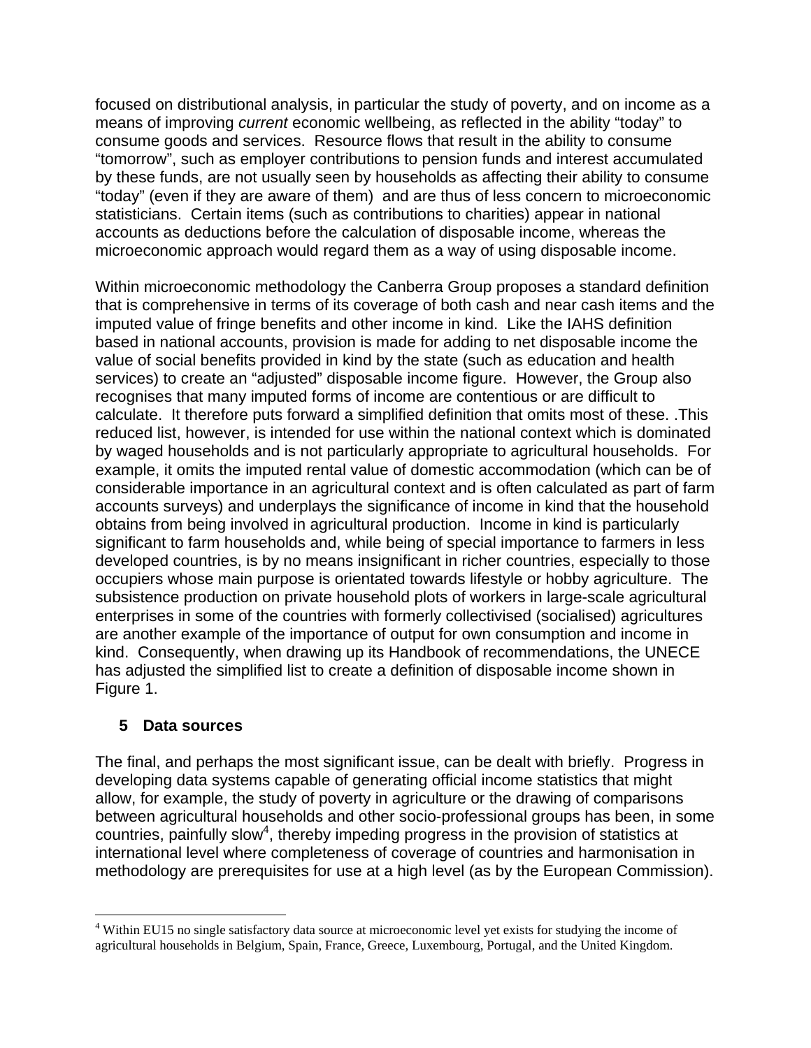focused on distributional analysis, in particular the study of poverty, and on income as a means of improving *current* economic wellbeing, as reflected in the ability "today" to consume goods and services. Resource flows that result in the ability to consume "tomorrow", such as employer contributions to pension funds and interest accumulated by these funds, are not usually seen by households as affecting their ability to consume "today" (even if they are aware of them) and are thus of less concern to microeconomic statisticians. Certain items (such as contributions to charities) appear in national accounts as deductions before the calculation of disposable income, whereas the microeconomic approach would regard them as a way of using disposable income.

Within microeconomic methodology the Canberra Group proposes a standard definition that is comprehensive in terms of its coverage of both cash and near cash items and the imputed value of fringe benefits and other income in kind. Like the IAHS definition based in national accounts, provision is made for adding to net disposable income the value of social benefits provided in kind by the state (such as education and health services) to create an "adjusted" disposable income figure. However, the Group also recognises that many imputed forms of income are contentious or are difficult to calculate. It therefore puts forward a simplified definition that omits most of these. .This reduced list, however, is intended for use within the national context which is dominated by waged households and is not particularly appropriate to agricultural households. For example, it omits the imputed rental value of domestic accommodation (which can be of considerable importance in an agricultural context and is often calculated as part of farm accounts surveys) and underplays the significance of income in kind that the household obtains from being involved in agricultural production. Income in kind is particularly significant to farm households and, while being of special importance to farmers in less developed countries, is by no means insignificant in richer countries, especially to those occupiers whose main purpose is orientated towards lifestyle or hobby agriculture. The subsistence production on private household plots of workers in large-scale agricultural enterprises in some of the countries with formerly collectivised (socialised) agricultures are another example of the importance of output for own consumption and income in kind. Consequently, when drawing up its Handbook of recommendations, the UNECE has adjusted the simplified list to create a definition of disposable income shown in Figure 1.

## 5 Data sources

The final, and perhaps the most significant issue, can be dealt with briefly. Progress in developing data systems capable of generating official income statistics that might allow, for example, the study of poverty in agriculture or the drawing of comparisons between agricultural households and other socio-professional groups has been, in some countries, painfully slow[4], thereby impeding progress in the provision of statistics at international level where completeness of coverage of countries and harmonisation in methodology are prerequisites for use at a high level (as by the European Commission).

[4] Within EU15 no single satisfactory data source at microeconomic level yet exists for studying the income of agricultural households in Belgium, Spain, France, Greece, Luxembourg, Portugal, and the United Kingdom.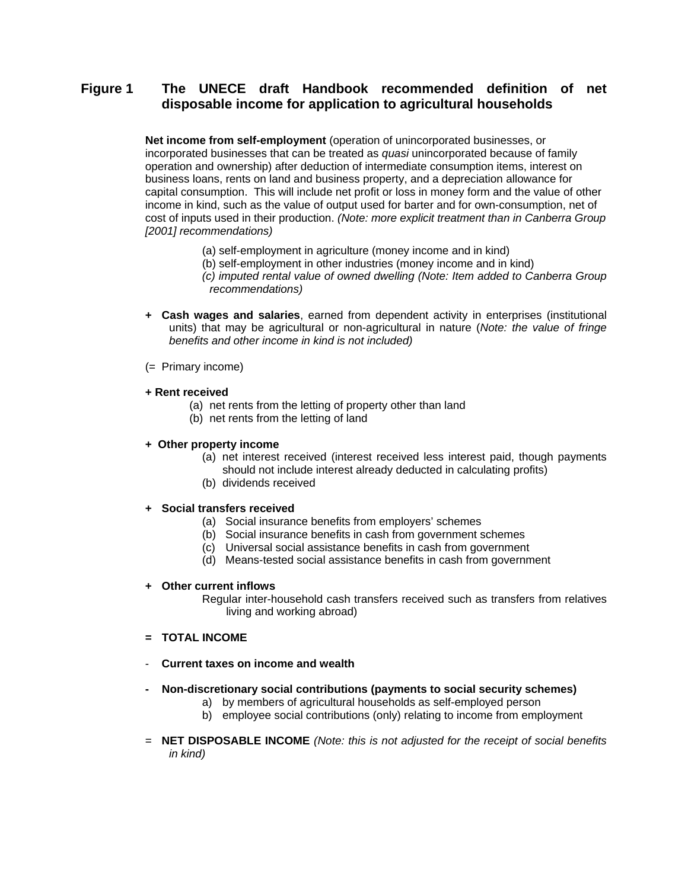**Figure 1 The UNECE draft Handbook recommended definition of net disposable income for application to agricultural households**

**Net income from self-employment** (operation of unincorporated businesses, or incorporated businesses that can be treated as *quasi* unincorporated because of family operation and ownership) after deduction of intermediate consumption items, interest on business loans, rents on land and business property, and a depreciation allowance for capital consumption. This will include net profit or loss in money form and the value of other income in kind, such as the value of output used for barter and for own-consumption, net of cost of inputs used in their production. *(Note: more explicit treatment than in Canberra Group [2001] recommendations)*

(a) self-employment in agriculture (money income and in kind)
(b) self-employment in other industries (money income and in kind)
*(c) imputed rental value of owned dwelling (Note: Item added to Canberra Group recommendations)*

\+ **Cash wages and salaries**, earned from dependent activity in enterprises (institutional units) that may be agricultural or non-agricultural in nature (*Note: the value of fringe benefits and other income in kind is not included)*

(= Primary income)

**+ Rent received**

(a) net rents from the letting of property other than land
(b) net rents from the letting of land

**+ Other property income**

(a) net interest received (interest received less interest paid, though payments should not include interest already deducted in calculating profits)
(b) dividends received

**+ Social transfers received**

(a) Social insurance benefits from employers' schemes
(b) Social insurance benefits in cash from government schemes
(c) Universal social assistance benefits in cash from government
(d) Means-tested social assistance benefits in cash from government

**+ Other current inflows**

Regular inter-household cash transfers received such as transfers from relatives living and working abroad)

**= TOTAL INCOME**

\- **Current taxes on income and wealth**

**- Non-discretionary social contributions (payments to social security schemes)**

a) by members of agricultural households as self-employed person
b) employee social contributions (only) relating to income from employment

= **NET DISPOSABLE INCOME** *(Note: this is not adjusted for the receipt of social benefits in kind)*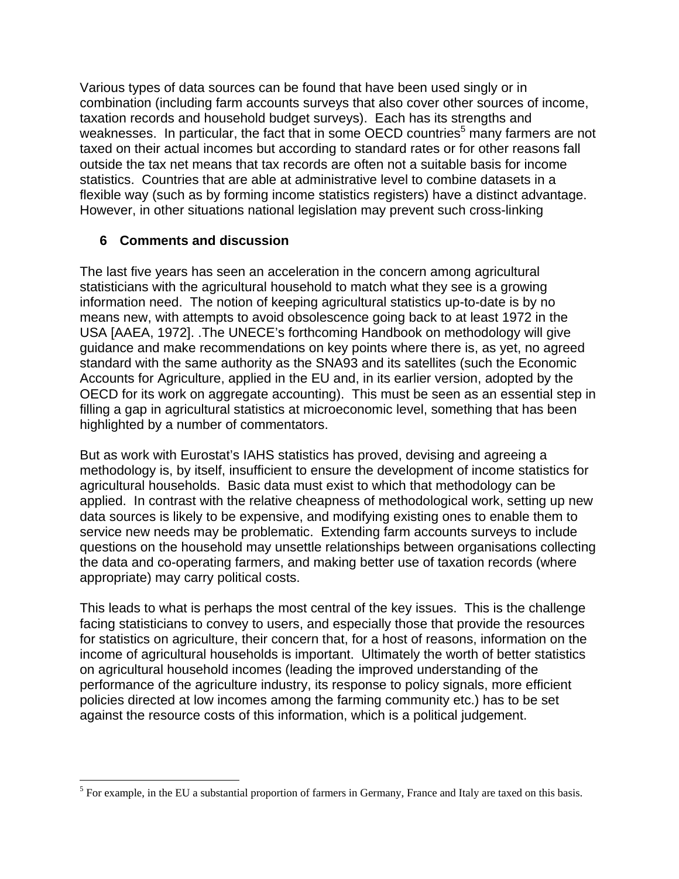Various types of data sources can be found that have been used singly or in combination (including farm accounts surveys that also cover other sources of income, taxation records and household budget surveys). Each has its strengths and weaknesses. In particular, the fact that in some OECD countries[5] many farmers are not taxed on their actual incomes but according to standard rates or for other reasons fall outside the tax net means that tax records are often not a suitable basis for income statistics. Countries that are able at administrative level to combine datasets in a flexible way (such as by forming income statistics registers) have a distinct advantage. However, in other situations national legislation may prevent such cross-linking

## 6 Comments and discussion

The last five years has seen an acceleration in the concern among agricultural statisticians with the agricultural household to match what they see is a growing information need. The notion of keeping agricultural statistics up-to-date is by no means new, with attempts to avoid obsolescence going back to at least 1972 in the USA [AAEA, 1972]. .The UNECE's forthcoming Handbook on methodology will give guidance and make recommendations on key points where there is, as yet, no agreed standard with the same authority as the SNA93 and its satellites (such the Economic Accounts for Agriculture, applied in the EU and, in its earlier version, adopted by the OECD for its work on aggregate accounting). This must be seen as an essential step in filling a gap in agricultural statistics at microeconomic level, something that has been highlighted by a number of commentators.

But as work with Eurostat's IAHS statistics has proved, devising and agreeing a methodology is, by itself, insufficient to ensure the development of income statistics for agricultural households. Basic data must exist to which that methodology can be applied. In contrast with the relative cheapness of methodological work, setting up new data sources is likely to be expensive, and modifying existing ones to enable them to service new needs may be problematic. Extending farm accounts surveys to include questions on the household may unsettle relationships between organisations collecting the data and co-operating farmers, and making better use of taxation records (where appropriate) may carry political costs.

This leads to what is perhaps the most central of the key issues. This is the challenge facing statisticians to convey to users, and especially those that provide the resources for statistics on agriculture, their concern that, for a host of reasons, information on the income of agricultural households is important. Ultimately the worth of better statistics on agricultural household incomes (leading the improved understanding of the performance of the agriculture industry, its response to policy signals, more efficient policies directed at low incomes among the farming community etc.) has to be set against the resource costs of this information, which is a political judgement.

---

[5] For example, in the EU a substantial proportion of farmers in Germany, France and Italy are taxed on this basis.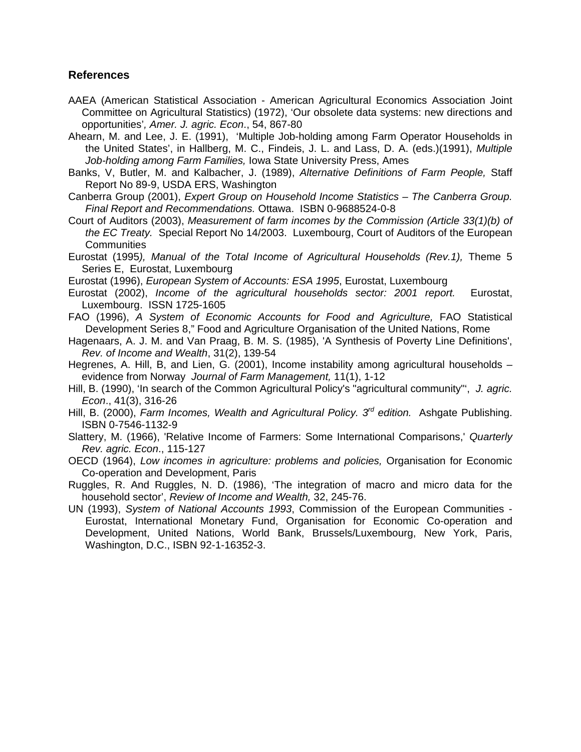## References

AAEA (American Statistical Association - American Agricultural Economics Association Joint Committee on Agricultural Statistics) (1972), 'Our obsolete data systems: new directions and opportunities', *Amer. J. agric. Econ*., 54, 867-80

Ahearn, M. and Lee, J. E. (1991), 'Multiple Job-holding among Farm Operator Households in the United States', in Hallberg, M. C., Findeis, J. L. and Lass, D. A. (eds.)(1991), *Multiple Job-holding among Farm Families,* Iowa State University Press, Ames

Banks, V, Butler, M. and Kalbacher, J. (1989), *Alternative Definitions of Farm People,* Staff Report No 89-9, USDA ERS, Washington

Canberra Group (2001), *Expert Group on Household Income Statistics – The Canberra Group. Final Report and Recommendations.* Ottawa. ISBN 0-9688524-0-8

Court of Auditors (2003), *Measurement of farm incomes by the Commission (Article 33(1)(b) of the EC Treaty.* Special Report No 14/2003. Luxembourg, Court of Auditors of the European Communities

Eurostat (1995*), Manual of the Total Income of Agricultural Households (Rev.1),* Theme 5 Series E, Eurostat, Luxembourg

Eurostat (1996), *European System of Accounts: ESA 1995*, Eurostat, Luxembourg

Eurostat (2002), *Income of the agricultural households sector: 2001 report.* Eurostat, Luxembourg. ISSN 1725-1605

FAO (1996), *A System of Economic Accounts for Food and Agriculture,* FAO Statistical Development Series 8," Food and Agriculture Organisation of the United Nations, Rome

Hagenaars, A. J. M. and Van Praag, B. M. S. (1985), 'A Synthesis of Poverty Line Definitions', *Rev. of Income and Wealth*, 31(2), 139-54

Hegrenes, A. Hill, B, and Lien, G. (2001), Income instability among agricultural households – evidence from Norway *Journal of Farm Management,* 11(1), 1-12

Hill, B. (1990), 'In search of the Common Agricultural Policy's "agricultural community"', *J. agric. Econ*., 41(3), 316-26

Hill, B. (2000), *Farm Incomes, Wealth and Agricultural Policy. 3rd edition.* Ashgate Publishing. ISBN 0-7546-1132-9

Slattery, M. (1966), 'Relative Income of Farmers: Some International Comparisons,' *Quarterly Rev. agric. Econ*., 115-127

OECD (1964), *Low incomes in agriculture: problems and policies,* Organisation for Economic Co-operation and Development, Paris

Ruggles, R. And Ruggles, N. D. (1986), 'The integration of macro and micro data for the household sector', *Review of Income and Wealth,* 32, 245-76.

UN (1993), *System of National Accounts 1993*, Commission of the European Communities - Eurostat, International Monetary Fund, Organisation for Economic Co-operation and Development, United Nations, World Bank, Brussels/Luxembourg, New York, Paris, Washington, D.C., ISBN 92-1-16352-3.